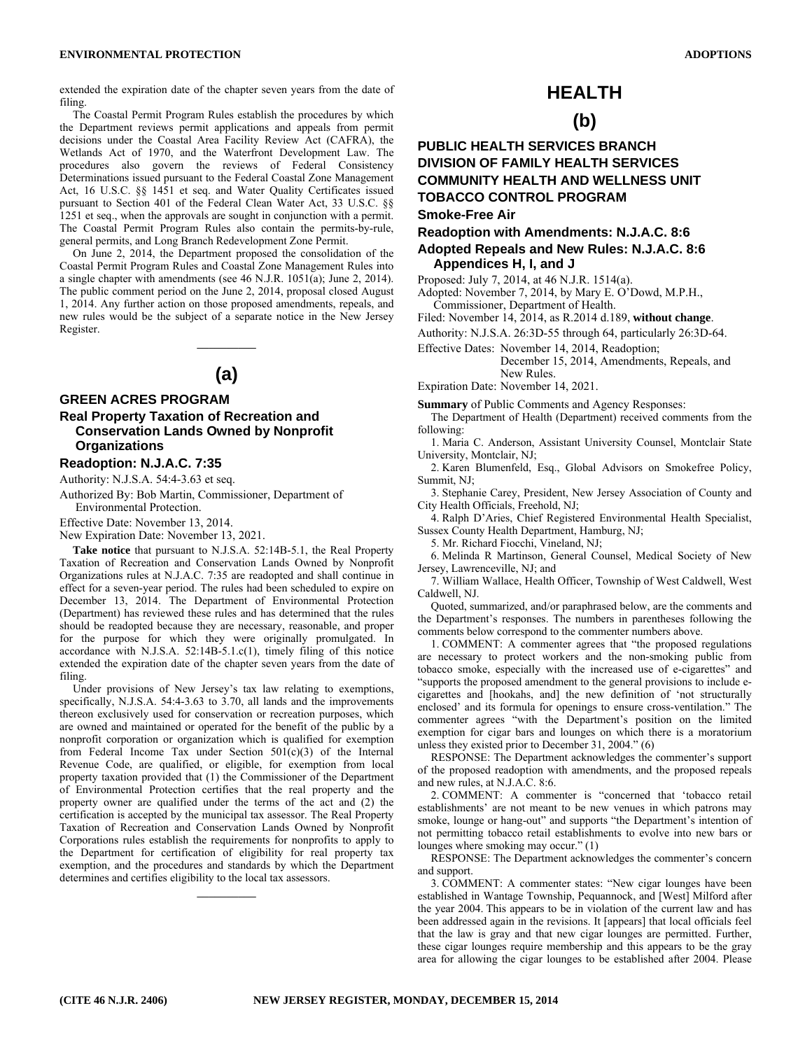extended the expiration date of the chapter seven years from the date of filing.

The Coastal Permit Program Rules establish the procedures by which the Department reviews permit applications and appeals from permit decisions under the Coastal Area Facility Review Act (CAFRA), the Wetlands Act of 1970, and the Waterfront Development Law. The procedures also govern the reviews of Federal Consistency Determinations issued pursuant to the Federal Coastal Zone Management Act, 16 U.S.C. §§ 1451 et seq. and Water Quality Certificates issued pursuant to Section 401 of the Federal Clean Water Act, 33 U.S.C. §§ 1251 et seq., when the approvals are sought in conjunction with a permit. The Coastal Permit Program Rules also contain the permits-by-rule, general permits, and Long Branch Redevelopment Zone Permit.

On June 2, 2014, the Department proposed the consolidation of the Coastal Permit Program Rules and Coastal Zone Management Rules into a single chapter with amendments (see 46 N.J.R. 1051(a); June 2, 2014). The public comment period on the June 2, 2014, proposal closed August 1, 2014. Any further action on those proposed amendments, repeals, and new rules would be the subject of a separate notice in the New Jersey Register.

# (a)

## GREEN ACRES PROGRAM

### Real Property Taxation of Recreation and Conservation Lands Owned by Nonprofit Organizations

### Readoption: N.J.A.C. 7:35

Authority: N.J.S.A. 54:4-3.63 et seq.

Authorized By: Bob Martin, Commissioner, Department of Environmental Protection.

Effective Date: November 13, 2014.

New Expiration Date: November 13, 2021.

**Take notice** that pursuant to N.J.S.A. 52:14B-5.1, the Real Property Taxation of Recreation and Conservation Lands Owned by Nonprofit Organizations rules at N.J.A.C. 7:35 are readopted and shall continue in effect for a seven-year period. The rules had been scheduled to expire on December 13, 2014. The Department of Environmental Protection (Department) has reviewed these rules and has determined that the rules should be readopted because they are necessary, reasonable, and proper for the purpose for which they were originally promulgated. In accordance with N.J.S.A. 52:14B-5.1.c(1), timely filing of this notice extended the expiration date of the chapter seven years from the date of filing.

Under provisions of New Jersey's tax law relating to exemptions, specifically, N.J.S.A. 54:4-3.63 to 3.70, all lands and the improvements thereon exclusively used for conservation or recreation purposes, which are owned and maintained or operated for the benefit of the public by a nonprofit corporation or organization which is qualified for exemption from Federal Income Tax under Section 501(c)(3) of the Internal Revenue Code, are qualified, or eligible, for exemption from local property taxation provided that (1) the Commissioner of the Department of Environmental Protection certifies that the real property and the property owner are qualified under the terms of the act and (2) the certification is accepted by the municipal tax assessor. The Real Property Taxation of Recreation and Conservation Lands Owned by Nonprofit Corporations rules establish the requirements for nonprofits to apply to the Department for certification of eligibility for real property tax exemption, and the procedures and standards by which the Department determines and certifies eligibility to the local tax assessors.

# HEALTH

# (b)

## PUBLIC HEALTH SERVICES BRANCH
## DIVISION OF FAMILY HEALTH SERVICES
## COMMUNITY HEALTH AND WELLNESS UNIT
## TOBACCO CONTROL PROGRAM

### Smoke-Free Air

### Readoption with Amendments: N.J.A.C. 8:6

### Adopted Repeals and New Rules: N.J.A.C. 8:6 Appendices H, I, and J

Proposed: July 7, 2014, at 46 N.J.R. 1514(a).

Adopted: November 7, 2014, by Mary E. O'Dowd, M.P.H., Commissioner, Department of Health.

Filed: November 14, 2014, as R.2014 d.189, **without change**.

Authority: N.J.S.A. 26:3D-55 through 64, particularly 26:3D-64.

Effective Dates: November 14, 2014, Readoption;
December 15, 2014, Amendments, Repeals, and New Rules.

Expiration Date: November 14, 2021.

**Summary** of Public Comments and Agency Responses:

The Department of Health (Department) received comments from the following:

1. Maria C. Anderson, Assistant University Counsel, Montclair State University, Montclair, NJ;
2. Karen Blumenfeld, Esq., Global Advisors on Smokefree Policy, Summit, NJ;
3. Stephanie Carey, President, New Jersey Association of County and City Health Officials, Freehold, NJ;
4. Ralph D'Aries, Chief Registered Environmental Health Specialist, Sussex County Health Department, Hamburg, NJ;
5. Mr. Richard Fiocchi, Vineland, NJ;
6. Melinda R Martinson, General Counsel, Medical Society of New Jersey, Lawrenceville, NJ; and
7. William Wallace, Health Officer, Township of West Caldwell, West Caldwell, NJ.

Quoted, summarized, and/or paraphrased below, are the comments and the Department's responses. The numbers in parentheses following the comments below correspond to the commenter numbers above.

1. COMMENT: A commenter agrees that "the proposed regulations are necessary to protect workers and the non-smoking public from tobacco smoke, especially with the increased use of e-cigarettes" and "supports the proposed amendment to the general provisions to include e-cigarettes and [hookahs, and] the new definition of 'not structurally enclosed' and its formula for openings to ensure cross-ventilation." The commenter agrees "with the Department's position on the limited exemption for cigar bars and lounges on which there is a moratorium unless they existed prior to December 31, 2004." (6)

RESPONSE: The Department acknowledges the commenter's support of the proposed readoption with amendments, and the proposed repeals and new rules, at N.J.A.C. 8:6.

2. COMMENT: A commenter is "concerned that 'tobacco retail establishments' are not meant to be new venues in which patrons may smoke, lounge or hang-out" and supports "the Department's intention of not permitting tobacco retail establishments to evolve into new bars or lounges where smoking may occur." (1)

RESPONSE: The Department acknowledges the commenter's concern and support.

3. COMMENT: A commenter states: "New cigar lounges have been established in Wantage Township, Pequannock, and [West] Milford after the year 2004. This appears to be in violation of the current law and has been addressed again in the revisions. It [appears] that local officials feel that the law is gray and that new cigar lounges are permitted. Further, these cigar lounges require membership and this appears to be the gray area for allowing the cigar lounges to be established after 2004. Please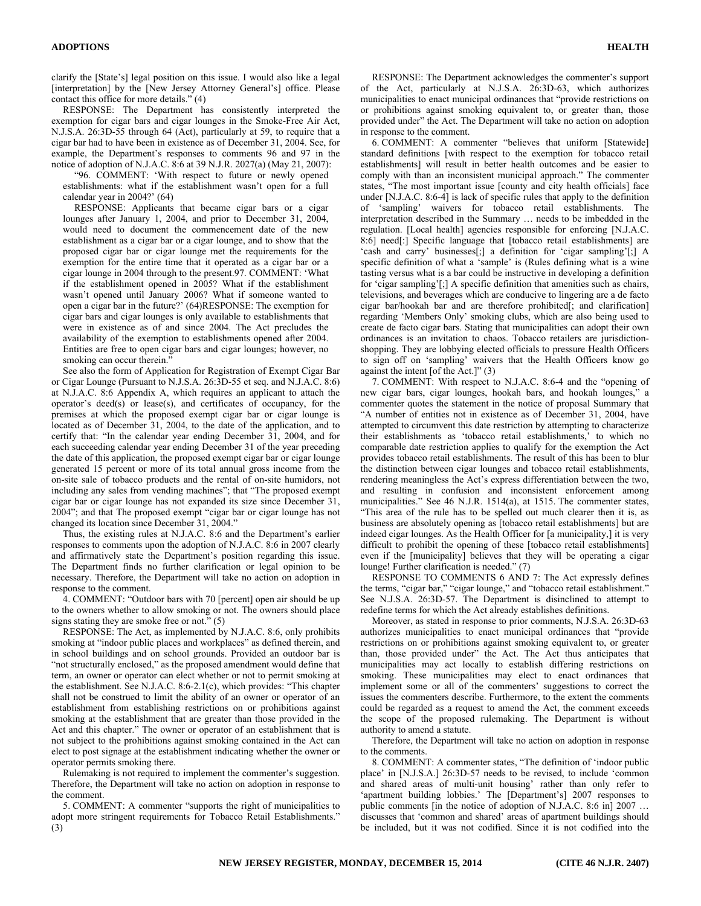clarify the [State's] legal position on this issue. I would also like a legal [interpretation] by the [New Jersey Attorney General's] office. Please contact this office for more details." (4)

RESPONSE: The Department has consistently interpreted the exemption for cigar bars and cigar lounges in the Smoke-Free Air Act, N.J.S.A. 26:3D-55 through 64 (Act), particularly at 59, to require that a cigar bar had to have been in existence as of December 31, 2004. See, for example, the Department's responses to comments 96 and 97 in the notice of adoption of N.J.A.C. 8:6 at 39 N.J.R. 2027(a) (May 21, 2007):

"96. COMMENT: 'With respect to future or newly opened establishments: what if the establishment wasn't open for a full calendar year in 2004?' (64)

RESPONSE: Applicants that became cigar bars or a cigar lounges after January 1, 2004, and prior to December 31, 2004, would need to document the commencement date of the new establishment as a cigar bar or a cigar lounge, and to show that the proposed cigar bar or cigar lounge met the requirements for the exemption for the entire time that it operated as a cigar bar or a cigar lounge in 2004 through to the present.97. COMMENT: 'What if the establishment opened in 2005? What if the establishment wasn't opened until January 2006? What if someone wanted to open a cigar bar in the future?' (64)RESPONSE: The exemption for cigar bars and cigar lounges is only available to establishments that were in existence as of and since 2004. The Act precludes the availability of the exemption to establishments opened after 2004. Entities are free to open cigar bars and cigar lounges; however, no smoking can occur therein."

See also the form of Application for Registration of Exempt Cigar Bar or Cigar Lounge (Pursuant to N.J.S.A. 26:3D-55 et seq. and N.J.A.C. 8:6) at N.J.A.C. 8:6 Appendix A, which requires an applicant to attach the operator's deed(s) or lease(s), and certificates of occupancy, for the premises at which the proposed exempt cigar bar or cigar lounge is located as of December 31, 2004, to the date of the application, and to certify that: "In the calendar year ending December 31, 2004, and for each succeeding calendar year ending December 31 of the year preceding the date of this application, the proposed exempt cigar bar or cigar lounge generated 15 percent or more of its total annual gross income from the on-site sale of tobacco products and the rental of on-site humidors, not including any sales from vending machines"; that "The proposed exempt cigar bar or cigar lounge has not expanded its size since December 31, 2004"; and that The proposed exempt "cigar bar or cigar lounge has not changed its location since December 31, 2004."

Thus, the existing rules at N.J.A.C. 8:6 and the Department's earlier responses to comments upon the adoption of N.J.A.C. 8:6 in 2007 clearly and affirmatively state the Department's position regarding this issue. The Department finds no further clarification or legal opinion to be necessary. Therefore, the Department will take no action on adoption in response to the comment.

4. COMMENT: "Outdoor bars with 70 [percent] open air should be up to the owners whether to allow smoking or not. The owners should place signs stating they are smoke free or not." (5)

RESPONSE: The Act, as implemented by N.J.A.C. 8:6, only prohibits smoking at "indoor public places and workplaces" as defined therein, and in school buildings and on school grounds. Provided an outdoor bar is "not structurally enclosed," as the proposed amendment would define that term, an owner or operator can elect whether or not to permit smoking at the establishment. See N.J.A.C. 8:6-2.1(c), which provides: "This chapter shall not be construed to limit the ability of an owner or operator of an establishment from establishing restrictions on or prohibitions against smoking at the establishment that are greater than those provided in the Act and this chapter." The owner or operator of an establishment that is not subject to the prohibitions against smoking contained in the Act can elect to post signage at the establishment indicating whether the owner or operator permits smoking there.

Rulemaking is not required to implement the commenter's suggestion. Therefore, the Department will take no action on adoption in response to the comment.

5. COMMENT: A commenter "supports the right of municipalities to adopt more stringent requirements for Tobacco Retail Establishments." (3)

RESPONSE: The Department acknowledges the commenter's support of the Act, particularly at N.J.S.A. 26:3D-63, which authorizes municipalities to enact municipal ordinances that "provide restrictions on or prohibitions against smoking equivalent to, or greater than, those provided under" the Act. The Department will take no action on adoption in response to the comment.

6. COMMENT: A commenter "believes that uniform [Statewide] standard definitions [with respect to the exemption for tobacco retail establishments] will result in better health outcomes and be easier to comply with than an inconsistent municipal approach." The commenter states, "The most important issue [county and city health officials] face under [N.J.A.C. 8:6-4] is lack of specific rules that apply to the definition of 'sampling' waivers for tobacco retail establishments. The interpretation described in the Summary … needs to be imbedded in the regulation. [Local health] agencies responsible for enforcing [N.J.A.C. 8:6] need[:] Specific language that [tobacco retail establishments] are 'cash and carry' businesses[;] a definition for 'cigar sampling'[;] A specific definition of what a 'sample' is (Rules defining what is a wine tasting versus what is a bar could be instructive in developing a definition for 'cigar sampling'[;] A specific definition that amenities such as chairs, televisions, and beverages which are conducive to lingering are a de facto cigar bar/hookah bar and are therefore prohibited[; and clarification] regarding 'Members Only' smoking clubs, which are also being used to create de facto cigar bars. Stating that municipalities can adopt their own ordinances is an invitation to chaos. Tobacco retailers are jurisdiction-shopping. They are lobbying elected officials to pressure Health Officers to sign off on 'sampling' waivers that the Health Officers know go against the intent [of the Act.]" (3)

7. COMMENT: With respect to N.J.A.C. 8:6-4 and the "opening of new cigar bars, cigar lounges, hookah bars, and hookah lounges," a commenter quotes the statement in the notice of proposal Summary that "A number of entities not in existence as of December 31, 2004, have attempted to circumvent this date restriction by attempting to characterize their establishments as 'tobacco retail establishments,' to which no comparable date restriction applies to qualify for the exemption the Act provides tobacco retail establishments. The result of this has been to blur the distinction between cigar lounges and tobacco retail establishments, rendering meaningless the Act's express differentiation between the two, and resulting in confusion and inconsistent enforcement among municipalities." See 46 N.J.R. 1514(a), at 1515. The commenter states, "This area of the rule has to be spelled out much clearer then it is, as business are absolutely opening as [tobacco retail establishments] but are indeed cigar lounges. As the Health Officer for [a municipality,] it is very difficult to prohibit the opening of these [tobacco retail establishments] even if the [municipality] believes that they will be operating a cigar lounge! Further clarification is needed." (7)

RESPONSE TO COMMENTS 6 AND 7: The Act expressly defines the terms, "cigar bar," "cigar lounge," and "tobacco retail establishment." See N.J.S.A. 26:3D-57. The Department is disinclined to attempt to redefine terms for which the Act already establishes definitions.

Moreover, as stated in response to prior comments, N.J.S.A. 26:3D-63 authorizes municipalities to enact municipal ordinances that "provide restrictions on or prohibitions against smoking equivalent to, or greater than, those provided under" the Act. The Act thus anticipates that municipalities may act locally to establish differing restrictions on smoking. These municipalities may elect to enact ordinances that implement some or all of the commenters' suggestions to correct the issues the commenters describe. Furthermore, to the extent the comments could be regarded as a request to amend the Act, the comment exceeds the scope of the proposed rulemaking. The Department is without authority to amend a statute.

Therefore, the Department will take no action on adoption in response to the comments.

8. COMMENT: A commenter states, "The definition of 'indoor public place' in [N.J.S.A.] 26:3D-57 needs to be revised, to include 'common and shared areas of multi-unit housing' rather than only refer to 'apartment building lobbies.' The [Department's] 2007 responses to public comments [in the notice of adoption of N.J.A.C. 8:6 in] 2007 … discusses that 'common and shared' areas of apartment buildings should be included, but it was not codified. Since it is not codified into the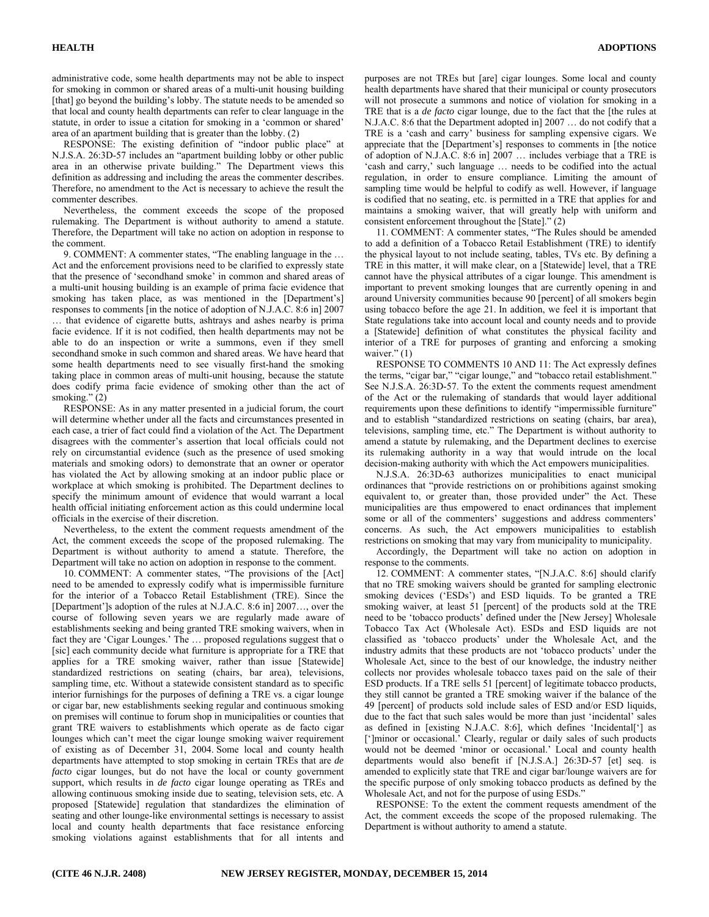administrative code, some health departments may not be able to inspect for smoking in common or shared areas of a multi-unit housing building [that] go beyond the building's lobby. The statute needs to be amended so that local and county health departments can refer to clear language in the statute, in order to issue a citation for smoking in a 'common or shared' area of an apartment building that is greater than the lobby. (2)

RESPONSE: The existing definition of "indoor public place" at N.J.S.A. 26:3D-57 includes an "apartment building lobby or other public area in an otherwise private building." The Department views this definition as addressing and including the areas the commenter describes. Therefore, no amendment to the Act is necessary to achieve the result the commenter describes.

Nevertheless, the comment exceeds the scope of the proposed rulemaking. The Department is without authority to amend a statute. Therefore, the Department will take no action on adoption in response to the comment.

9. COMMENT: A commenter states, "The enabling language in the … Act and the enforcement provisions need to be clarified to expressly state that the presence of 'secondhand smoke' in common and shared areas of a multi-unit housing building is an example of prima facie evidence that smoking has taken place, as was mentioned in the [Department's] responses to comments [in the notice of adoption of N.J.A.C. 8:6 in] 2007 … that evidence of cigarette butts, ashtrays and ashes nearby is prima facie evidence. If it is not codified, then health departments may not be able to do an inspection or write a summons, even if they smell secondhand smoke in such common and shared areas. We have heard that some health departments need to see visually first-hand the smoking taking place in common areas of multi-unit housing, because the statute does codify prima facie evidence of smoking other than the act of smoking." (2)

RESPONSE: As in any matter presented in a judicial forum, the court will determine whether under all the facts and circumstances presented in each case, a trier of fact could find a violation of the Act. The Department disagrees with the commenter's assertion that local officials could not rely on circumstantial evidence (such as the presence of used smoking materials and smoking odors) to demonstrate that an owner or operator has violated the Act by allowing smoking at an indoor public place or workplace at which smoking is prohibited. The Department declines to specify the minimum amount of evidence that would warrant a local health official initiating enforcement action as this could undermine local officials in the exercise of their discretion.

Nevertheless, to the extent the comment requests amendment of the Act, the comment exceeds the scope of the proposed rulemaking. The Department is without authority to amend a statute. Therefore, the Department will take no action on adoption in response to the comment.

10. COMMENT: A commenter states, "The provisions of the [Act] need to be amended to expressly codify what is impermissible furniture for the interior of a Tobacco Retail Establishment (TRE). Since the [Department']s adoption of the rules at N.J.A.C. 8:6 in] 2007…, over the course of following seven years we are regularly made aware of establishments seeking and being granted TRE smoking waivers, when in fact they are 'Cigar Lounges.' The … proposed regulations suggest that o [sic] each community decide what furniture is appropriate for a TRE that applies for a TRE smoking waiver, rather than issue [Statewide] standardized restrictions on seating (chairs, bar area), televisions, sampling time, etc. Without a statewide consistent standard as to specific interior furnishings for the purposes of defining a TRE vs. a cigar lounge or cigar bar, new establishments seeking regular and continuous smoking on premises will continue to forum shop in municipalities or counties that grant TRE waivers to establishments which operate as de facto cigar lounges which can't meet the cigar lounge smoking waiver requirement of existing as of December 31, 2004. Some local and county health departments have attempted to stop smoking in certain TREs that are *de facto* cigar lounges, but do not have the local or county government support, which results in *de facto* cigar lounge operating as TREs and allowing continuous smoking inside due to seating, television sets, etc. A proposed [Statewide] regulation that standardizes the elimination of seating and other lounge-like environmental settings is necessary to assist local and county health departments that face resistance enforcing smoking violations against establishments that for all intents and purposes are not TREs but [are] cigar lounges. Some local and county health departments have shared that their municipal or county prosecutors will not prosecute a summons and notice of violation for smoking in a TRE that is a *de facto* cigar lounge, due to the fact that the [the rules at N.J.A.C. 8:6 that the Department adopted in] 2007 … do not codify that a TRE is a 'cash and carry' business for sampling expensive cigars. We appreciate that the [Department's] responses to comments in [the notice of adoption of N.J.A.C. 8:6 in] 2007 … includes verbiage that a TRE is 'cash and carry,' such language … needs to be codified into the actual regulation, in order to ensure compliance. Limiting the amount of sampling time would be helpful to codify as well. However, if language is codified that no seating, etc. is permitted in a TRE that applies for and maintains a smoking waiver, that will greatly help with uniform and consistent enforcement throughout the [State]." (2)

11. COMMENT: A commenter states, "The Rules should be amended to add a definition of a Tobacco Retail Establishment (TRE) to identify the physical layout to not include seating, tables, TVs etc. By defining a TRE in this matter, it will make clear, on a [Statewide] level, that a TRE cannot have the physical attributes of a cigar lounge. This amendment is important to prevent smoking lounges that are currently opening in and around University communities because 90 [percent] of all smokers begin using tobacco before the age 21. In addition, we feel it is important that State regulations take into account local and county needs and to provide a [Statewide] definition of what constitutes the physical facility and interior of a TRE for purposes of granting and enforcing a smoking waiver." (1)

RESPONSE TO COMMENTS 10 AND 11: The Act expressly defines the terms, "cigar bar," "cigar lounge," and "tobacco retail establishment." See N.J.S.A. 26:3D-57. To the extent the comments request amendment of the Act or the rulemaking of standards that would layer additional requirements upon these definitions to identify "impermissible furniture" and to establish "standardized restrictions on seating (chairs, bar area), televisions, sampling time, etc." The Department is without authority to amend a statute by rulemaking, and the Department declines to exercise its rulemaking authority in a way that would intrude on the local decision-making authority with which the Act empowers municipalities.

N.J.S.A. 26:3D-63 authorizes municipalities to enact municipal ordinances that "provide restrictions on or prohibitions against smoking equivalent to, or greater than, those provided under" the Act. These municipalities are thus empowered to enact ordinances that implement some or all of the commenters' suggestions and address commenters' concerns. As such, the Act empowers municipalities to establish restrictions on smoking that may vary from municipality to municipality.

Accordingly, the Department will take no action on adoption in response to the comments.

12. COMMENT: A commenter states, "[N.J.A.C. 8:6] should clarify that no TRE smoking waivers should be granted for sampling electronic smoking devices ('ESDs') and ESD liquids. To be granted a TRE smoking waiver, at least 51 [percent] of the products sold at the TRE need to be 'tobacco products' defined under the [New Jersey] Wholesale Tobacco Tax Act (Wholesale Act). ESDs and ESD liquids are not classified as 'tobacco products' under the Wholesale Act, and the industry admits that these products are not 'tobacco products' under the Wholesale Act, since to the best of our knowledge, the industry neither collects nor provides wholesale tobacco taxes paid on the sale of their ESD products. If a TRE sells 51 [percent] of legitimate tobacco products, they still cannot be granted a TRE smoking waiver if the balance of the 49 [percent] of products sold include sales of ESD and/or ESD liquids, due to the fact that such sales would be more than just 'incidental' sales as defined in [existing N.J.A.C. 8:6], which defines 'Incidental['] as [']minor or occasional.' Clearly, regular or daily sales of such products would not be deemed 'minor or occasional.' Local and county health departments would also benefit if [N.J.S.A.] 26:3D-57 [et] seq. is amended to explicitly state that TRE and cigar bar/lounge waivers are for the specific purpose of only smoking tobacco products as defined by the Wholesale Act, and not for the purpose of using ESDs."

RESPONSE: To the extent the comment requests amendment of the Act, the comment exceeds the scope of the proposed rulemaking. The Department is without authority to amend a statute.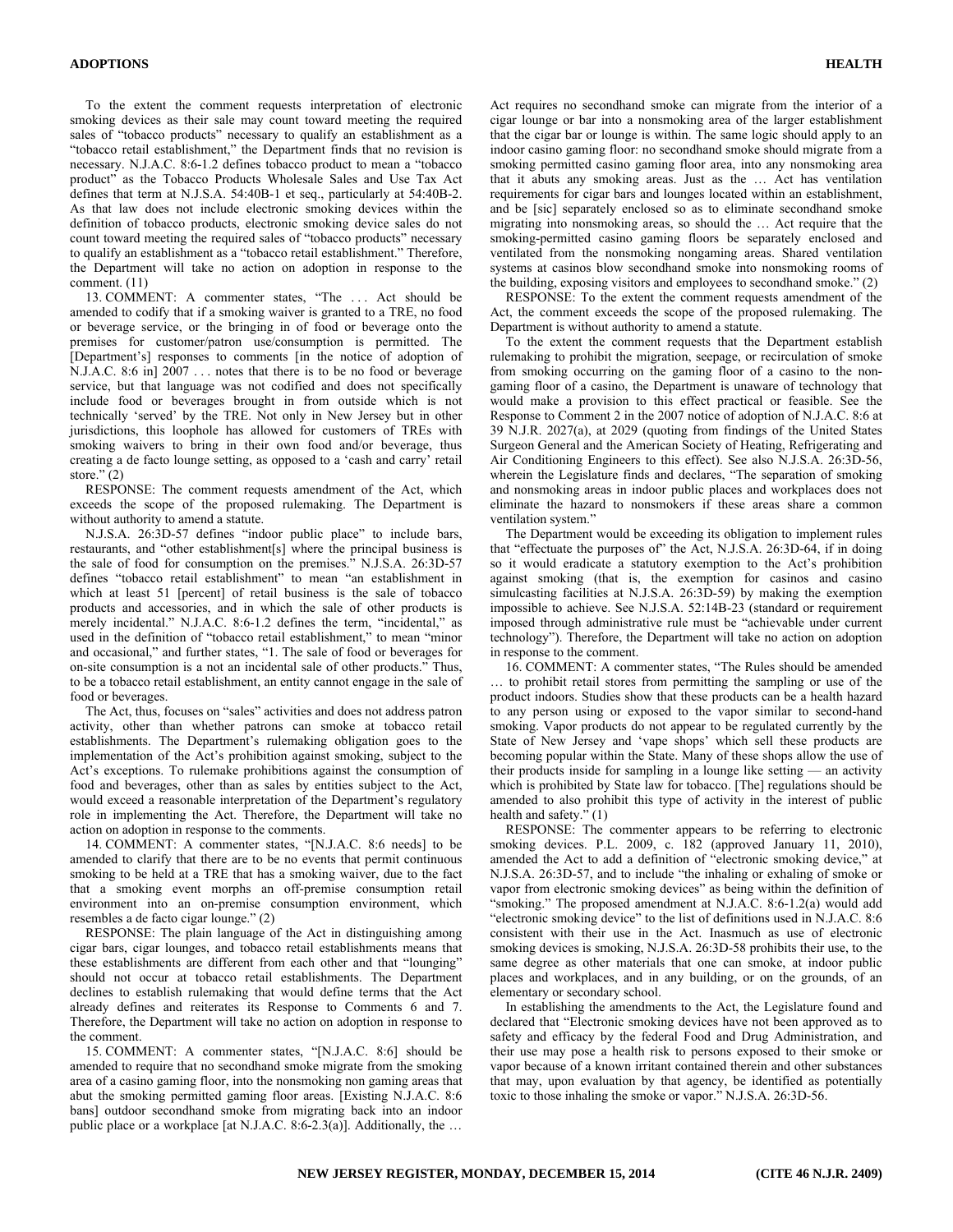To the extent the comment requests interpretation of electronic smoking devices as their sale may count toward meeting the required sales of "tobacco products" necessary to qualify an establishment as a "tobacco retail establishment," the Department finds that no revision is necessary. N.J.A.C. 8:6-1.2 defines tobacco product to mean a "tobacco product" as the Tobacco Products Wholesale Sales and Use Tax Act defines that term at N.J.S.A. 54:40B-1 et seq., particularly at 54:40B-2. As that law does not include electronic smoking devices within the definition of tobacco products, electronic smoking device sales do not count toward meeting the required sales of "tobacco products" necessary to qualify an establishment as a "tobacco retail establishment." Therefore, the Department will take no action on adoption in response to the comment. (11)

13. COMMENT: A commenter states, "The . . . Act should be amended to codify that if a smoking waiver is granted to a TRE, no food or beverage service, or the bringing in of food or beverage onto the premises for customer/patron use/consumption is permitted. The [Department's] responses to comments [in the notice of adoption of N.J.A.C. 8:6 in] 2007 . . . notes that there is to be no food or beverage service, but that language was not codified and does not specifically include food or beverages brought in from outside which is not technically 'served' by the TRE. Not only in New Jersey but in other jurisdictions, this loophole has allowed for customers of TREs with smoking waivers to bring in their own food and/or beverage, thus creating a de facto lounge setting, as opposed to a 'cash and carry' retail store." (2)

RESPONSE: The comment requests amendment of the Act, which exceeds the scope of the proposed rulemaking. The Department is without authority to amend a statute.

N.J.S.A. 26:3D-57 defines "indoor public place" to include bars, restaurants, and "other establishment[s] where the principal business is the sale of food for consumption on the premises." N.J.S.A. 26:3D-57 defines "tobacco retail establishment" to mean "an establishment in which at least 51 [percent] of retail business is the sale of tobacco products and accessories, and in which the sale of other products is merely incidental." N.J.A.C. 8:6-1.2 defines the term, "incidental," as used in the definition of "tobacco retail establishment," to mean "minor and occasional," and further states, "1. The sale of food or beverages for on-site consumption is a not an incidental sale of other products." Thus, to be a tobacco retail establishment, an entity cannot engage in the sale of food or beverages.

The Act, thus, focuses on "sales" activities and does not address patron activity, other than whether patrons can smoke at tobacco retail establishments. The Department's rulemaking obligation goes to the implementation of the Act's prohibition against smoking, subject to the Act's exceptions. To rulemake prohibitions against the consumption of food and beverages, other than as sales by entities subject to the Act, would exceed a reasonable interpretation of the Department's regulatory role in implementing the Act. Therefore, the Department will take no action on adoption in response to the comments.

14. COMMENT: A commenter states, "[N.J.A.C. 8:6 needs] to be amended to clarify that there are to be no events that permit continuous smoking to be held at a TRE that has a smoking waiver, due to the fact that a smoking event morphs an off-premise consumption retail environment into an on-premise consumption environment, which resembles a de facto cigar lounge." (2)

RESPONSE: The plain language of the Act in distinguishing among cigar bars, cigar lounges, and tobacco retail establishments means that these establishments are different from each other and that "lounging" should not occur at tobacco retail establishments. The Department declines to establish rulemaking that would define terms that the Act already defines and reiterates its Response to Comments 6 and 7. Therefore, the Department will take no action on adoption in response to the comment.

15. COMMENT: A commenter states, "[N.J.A.C. 8:6] should be amended to require that no secondhand smoke migrate from the smoking area of a casino gaming floor, into the nonsmoking non gaming areas that abut the smoking permitted gaming floor areas. [Existing N.J.A.C. 8:6 bans] outdoor secondhand smoke from migrating back into an indoor public place or a workplace [at N.J.A.C. 8:6-2.3(a)]. Additionally, the … Act requires no secondhand smoke can migrate from the interior of a cigar lounge or bar into a nonsmoking area of the larger establishment that the cigar bar or lounge is within. The same logic should apply to an indoor casino gaming floor: no secondhand smoke should migrate from a smoking permitted casino gaming floor area, into any nonsmoking area that it abuts any smoking areas. Just as the … Act has ventilation requirements for cigar bars and lounges located within an establishment, and be [sic] separately enclosed so as to eliminate secondhand smoke migrating into nonsmoking areas, so should the … Act require that the smoking-permitted casino gaming floors be separately enclosed and ventilated from the nonsmoking nongaming areas. Shared ventilation systems at casinos blow secondhand smoke into nonsmoking rooms of the building, exposing visitors and employees to secondhand smoke." (2)

RESPONSE: To the extent the comment requests amendment of the Act, the comment exceeds the scope of the proposed rulemaking. The Department is without authority to amend a statute.

To the extent the comment requests that the Department establish rulemaking to prohibit the migration, seepage, or recirculation of smoke from smoking occurring on the gaming floor of a casino to the non-gaming floor of a casino, the Department is unaware of technology that would make a provision to this effect practical or feasible. See the Response to Comment 2 in the 2007 notice of adoption of N.J.A.C. 8:6 at 39 N.J.R. 2027(a), at 2029 (quoting from findings of the United States Surgeon General and the American Society of Heating, Refrigerating and Air Conditioning Engineers to this effect). See also N.J.S.A. 26:3D-56, wherein the Legislature finds and declares, "The separation of smoking and nonsmoking areas in indoor public places and workplaces does not eliminate the hazard to nonsmokers if these areas share a common ventilation system."

The Department would be exceeding its obligation to implement rules that "effectuate the purposes of" the Act, N.J.S.A. 26:3D-64, if in doing so it would eradicate a statutory exemption to the Act's prohibition against smoking (that is, the exemption for casinos and casino simulcasting facilities at N.J.S.A. 26:3D-59) by making the exemption impossible to achieve. See N.J.S.A. 52:14B-23 (standard or requirement imposed through administrative rule must be "achievable under current technology"). Therefore, the Department will take no action on adoption in response to the comment.

16. COMMENT: A commenter states, "The Rules should be amended … to prohibit retail stores from permitting the sampling or use of the product indoors. Studies show that these products can be a health hazard to any person using or exposed to the vapor similar to second-hand smoking. Vapor products do not appear to be regulated currently by the State of New Jersey and 'vape shops' which sell these products are becoming popular within the State. Many of these shops allow the use of their products inside for sampling in a lounge like setting — an activity which is prohibited by State law for tobacco. [The] regulations should be amended to also prohibit this type of activity in the interest of public health and safety." (1)

RESPONSE: The commenter appears to be referring to electronic smoking devices. P.L. 2009, c. 182 (approved January 11, 2010), amended the Act to add a definition of "electronic smoking device," at N.J.S.A. 26:3D-57, and to include "the inhaling or exhaling of smoke or vapor from electronic smoking devices" as being within the definition of "smoking." The proposed amendment at N.J.A.C. 8:6-1.2(a) would add "electronic smoking device" to the list of definitions used in N.J.A.C. 8:6 consistent with their use in the Act. Inasmuch as use of electronic smoking devices is smoking, N.J.S.A. 26:3D-58 prohibits their use, to the same degree as other materials that one can smoke, at indoor public places and workplaces, and in any building, or on the grounds, of an elementary or secondary school.

In establishing the amendments to the Act, the Legislature found and declared that "Electronic smoking devices have not been approved as to safety and efficacy by the federal Food and Drug Administration, and their use may pose a health risk to persons exposed to their smoke or vapor because of a known irritant contained therein and other substances that may, upon evaluation by that agency, be identified as potentially toxic to those inhaling the smoke or vapor." N.J.S.A. 26:3D-56.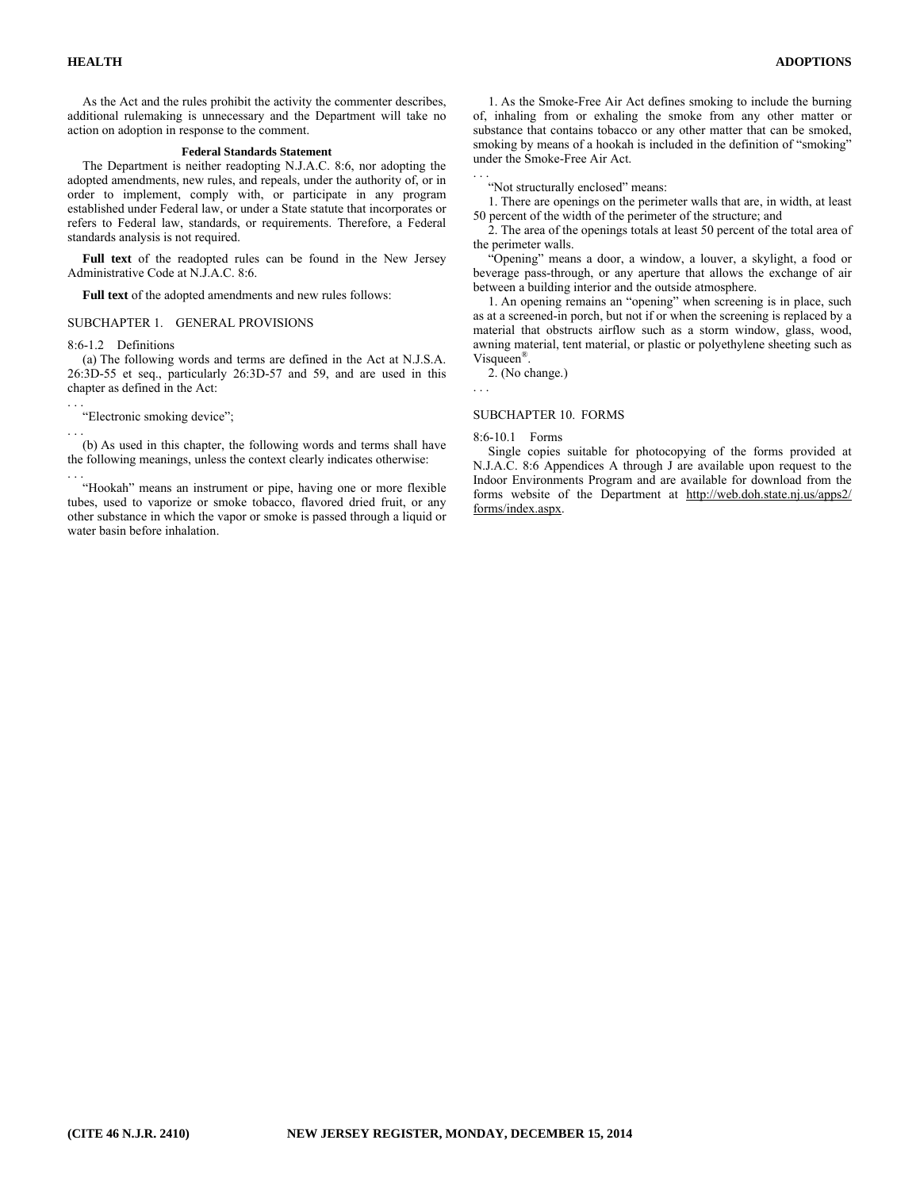As the Act and the rules prohibit the activity the commenter describes, additional rulemaking is unnecessary and the Department will take no action on adoption in response to the comment.

**Federal Standards Statement**

The Department is neither readopting N.J.A.C. 8:6, nor adopting the adopted amendments, new rules, and repeals, under the authority of, or in order to implement, comply with, or participate in any program established under Federal law, or under a State statute that incorporates or refers to Federal law, standards, or requirements. Therefore, a Federal standards analysis is not required.

**Full text** of the readopted rules can be found in the New Jersey Administrative Code at N.J.A.C. 8:6.

**Full text** of the adopted amendments and new rules follows:

SUBCHAPTER 1. GENERAL PROVISIONS

8:6-1.2 Definitions

(a) The following words and terms are defined in the Act at N.J.S.A. 26:3D-55 et seq., particularly 26:3D-57 and 59, and are used in this chapter as defined in the Act:

. . .

"Electronic smoking device";

. . .

(b) As used in this chapter, the following words and terms shall have the following meanings, unless the context clearly indicates otherwise:

. . .

"Hookah" means an instrument or pipe, having one or more flexible tubes, used to vaporize or smoke tobacco, flavored dried fruit, or any other substance in which the vapor or smoke is passed through a liquid or water basin before inhalation.

1. As the Smoke-Free Air Act defines smoking to include the burning of, inhaling from or exhaling the smoke from any other matter or substance that contains tobacco or any other matter that can be smoked, smoking by means of a hookah is included in the definition of "smoking" under the Smoke-Free Air Act.

. . .

"Not structurally enclosed" means:

1. There are openings on the perimeter walls that are, in width, at least 50 percent of the width of the perimeter of the structure; and

2. The area of the openings totals at least 50 percent of the total area of the perimeter walls.

"Opening" means a door, a window, a louver, a skylight, a food or beverage pass-through, or any aperture that allows the exchange of air between a building interior and the outside atmosphere.

1. An opening remains an "opening" when screening is in place, such as at a screened-in porch, but not if or when the screening is replaced by a material that obstructs airflow such as a storm window, glass, wood, awning material, tent material, or plastic or polyethylene sheeting such as Visqueen®.

2. (No change.)

. . .

SUBCHAPTER 10. FORMS

8:6-10.1 Forms

Single copies suitable for photocopying of the forms provided at N.J.A.C. 8:6 Appendices A through J are available upon request to the Indoor Environments Program and are available for download from the forms website of the Department at http://web.doh.state.nj.us/apps2/forms/index.aspx.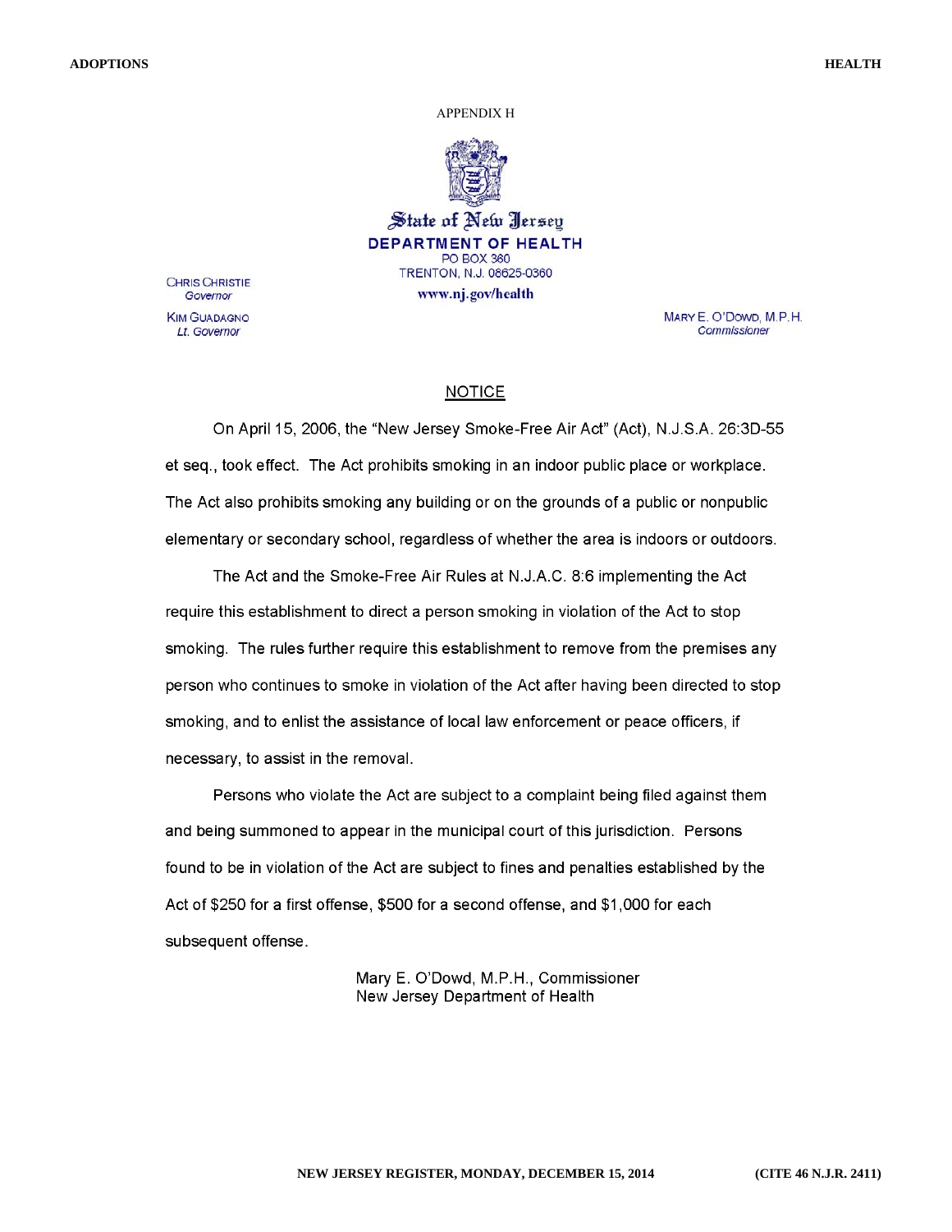APPENDIX H

State of New Jersey

**DEPARTMENT OF HEALTH**

PO BOX 360

TRENTON, N.J. 08625-0360

www.nj.gov/health

CHRIS CHRISTIE
*Governor*

KIM GUADAGNO
*Lt. Governor*

MARY E. O'DOWD, M.P.H.
*Commissioner*

## NOTICE

On April 15, 2006, the "New Jersey Smoke-Free Air Act" (Act), N.J.S.A. 26:3D-55 et seq., took effect. The Act prohibits smoking in an indoor public place or workplace. The Act also prohibits smoking any building or on the grounds of a public or nonpublic elementary or secondary school, regardless of whether the area is indoors or outdoors.

The Act and the Smoke-Free Air Rules at N.J.A.C. 8:6 implementing the Act require this establishment to direct a person smoking in violation of the Act to stop smoking. The rules further require this establishment to remove from the premises any person who continues to smoke in violation of the Act after having been directed to stop smoking, and to enlist the assistance of local law enforcement or peace officers, if necessary, to assist in the removal.

Persons who violate the Act are subject to a complaint being filed against them and being summoned to appear in the municipal court of this jurisdiction. Persons found to be in violation of the Act are subject to fines and penalties established by the Act of $250 for a first offense, $500 for a second offense, and $1,000 for each subsequent offense.

Mary E. O'Dowd, M.P.H., Commissioner
New Jersey Department of Health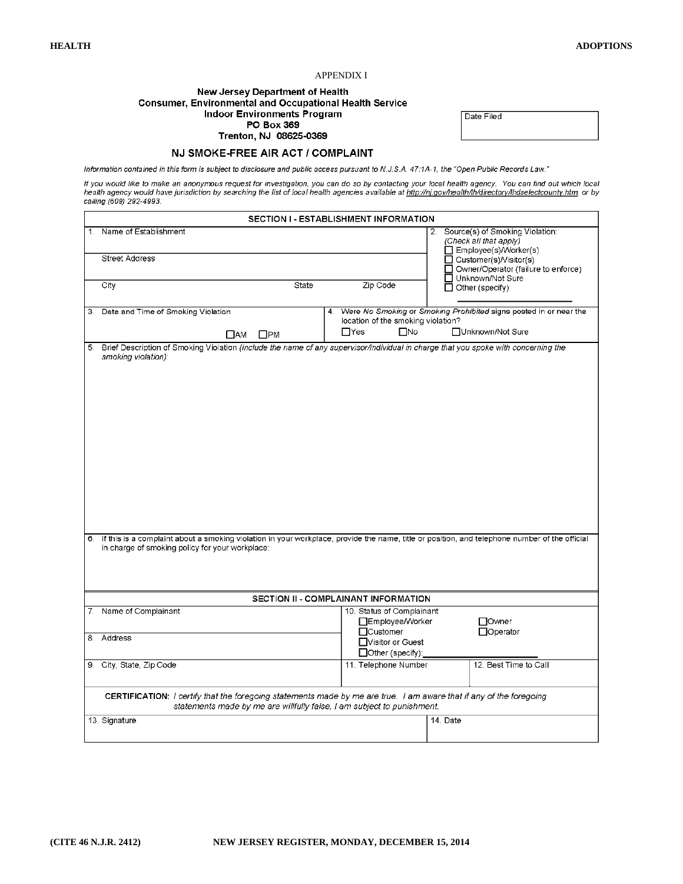APPENDIX I

**New Jersey Department of Health**
**Consumer, Environmental and Occupational Health Service**
**Indoor Environments Program**
**PO Box 369**
**Trenton, NJ 08625-0369**

| Date Filed |
|---|
| |

## NJ SMOKE-FREE AIR ACT / COMPLAINT

*Information contained in this form is subject to disclosure and public access pursuant to N.J.S.A. 47:1A-1, the "Open Public Records Law."*

*If you would like to make an anonymous request for investigation, you can do so by contacting your local health agency. You can find out which local health agency would have jurisdiction by searching the list of local health agencies available at http://nj.gov/health/lh/directory/lhdselectcounty.htm or by calling (609) 292-4993.*

### SECTION I - ESTABLISHMENT INFORMATION

1. Name of Establishment

   Street Address

   City | State | Zip Code

2. Source(s) of Smoking Violation: *(Check all that apply)*
   - ☐ Employee(s)/Worker(s)
   - ☐ Customer(s)/Visitor(s)
   - ☐ Owner/Operator (failure to enforce)
   - ☐ Unknown/Not Sure
   - ☐ Other (specify): ____________

3. Date and Time of Smoking Violation ☐AM ☐PM

4. Were *No Smoking* or *Smoking Prohibited* signs posted in or near the location of the smoking violation?
   ☐Yes ☐No ☐Unknown/Not Sure

5. Brief Description of Smoking Violation *(include the name of any supervisor/individual in charge that you spoke with concerning the smoking violation)*:

6. If this is a complaint about a smoking violation in your workplace, provide the name, title or position, and telephone number of the official in charge of smoking policy for your workplace:

### SECTION II - COMPLAINANT INFORMATION

7. Name of Complainant

8. Address

9. City, State, Zip Code

10. Status of Complainant
    - ☐Employee/Worker
    - ☐Customer
    - ☐Visitor or Guest
    - ☐Other (specify): ____________
    - ☐Owner
    - ☐Operator

11. Telephone Number

12. Best Time to Call

**CERTIFICATION:** *I certify that the foregoing statements made by me are true. I am aware that if any of the foregoing statements made by me are willfully false, I am subject to punishment.*

13. Signature

14. Date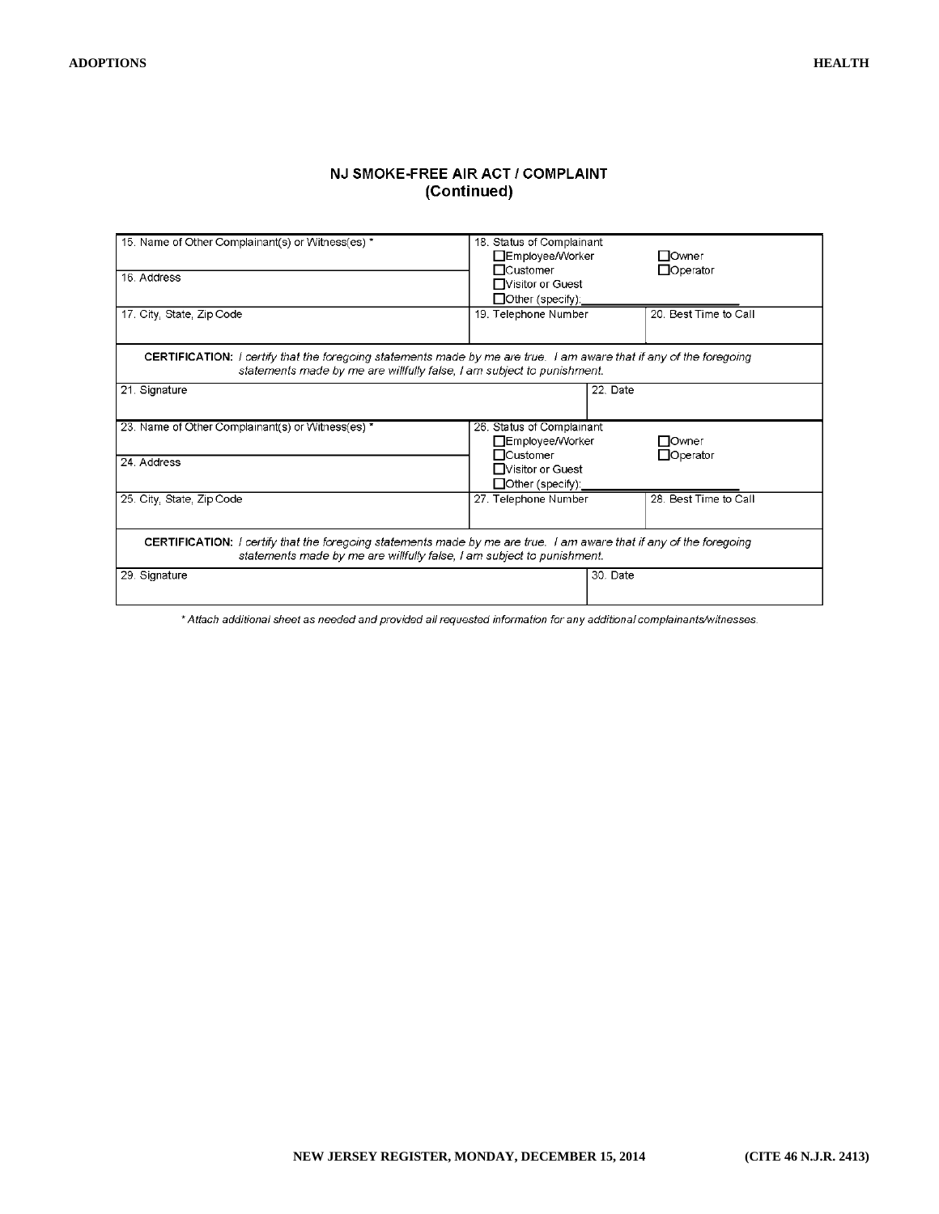## NJ SMOKE-FREE AIR ACT / COMPLAINT
### (Continued)

| 15. Name of Other Complainant(s) or Witness(es) * | 18. Status of Complainant<br>☐Employee/Worker ☐Owner<br>☐Customer ☐Operator<br>☐Visitor or Guest<br>☐Other (specify):\_\_\_\_\_\_\_\_\_\_\_\_ | |
|---|---|---|
| 16. Address | | |
| 17. City, State, Zip Code | 19. Telephone Number | 20. Best Time to Call |

**CERTIFICATION:** *I certify that the foregoing statements made by me are true. I am aware that if any of the foregoing statements made by me are willfully false, I am subject to punishment.*

| 21. Signature | 22. Date |
|---|---|
| | |

| 23. Name of Other Complainant(s) or Witness(es) * | 26. Status of Complainant<br>☐Employee/Worker ☐Owner<br>☐Customer ☐Operator<br>☐Visitor or Guest<br>☐Other (specify):\_\_\_\_\_\_\_\_\_\_\_\_ | |
|---|---|---|
| 24. Address | | |
| 25. City, State, Zip Code | 27. Telephone Number | 28. Best Time to Call |

**CERTIFICATION:** *I certify that the foregoing statements made by me are true. I am aware that if any of the foregoing statements made by me are willfully false, I am subject to punishment.*

| 29. Signature | 30. Date |
|---|---|
| | |

*\* Attach additional sheet as needed and provided all requested information for any additional complainants/witnesses.*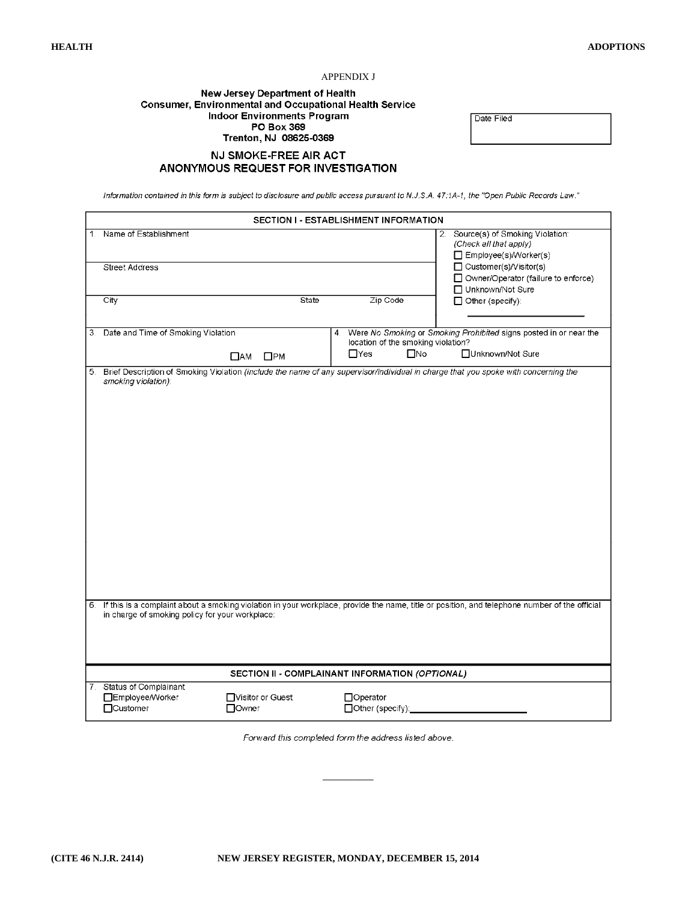APPENDIX J

**New Jersey Department of Health**
**Consumer, Environmental and Occupational Health Service**
**Indoor Environments Program**
**PO Box 369**
**Trenton, NJ 08625-0369**

| Date Filed |
|---|
| |

## NJ SMOKE-FREE AIR ACT
## ANONYMOUS REQUEST FOR INVESTIGATION

*Information contained in this form is subject to disclosure and public access pursuant to N.J.S.A. 47:1A-1, the "Open Public Records Law."*

### SECTION I - ESTABLISHMENT INFORMATION

1. Name of Establishment

   Street Address

   City  State  Zip Code

2. Source(s) of Smoking Violation: *(Check all that apply)*
   - ☐ Employee(s)/Worker(s)
   - ☐ Customer(s)/Visitor(s)
   - ☐ Owner/Operator (failure to enforce)
   - ☐ Unknown/Not Sure
   - ☐ Other (specify): ______________________

3. Date and Time of Smoking Violation

   ☐AM ☐PM

4. Were *No Smoking* or *Smoking Prohibited* signs posted in or near the location of the smoking violation?

   ☐Yes ☐No ☐Unknown/Not Sure

5. Brief Description of Smoking Violation *(include the name of any supervisor/individual in charge that you spoke with concerning the smoking violation)*:

6. If this is a complaint about a smoking violation in your workplace, provide the name, title or position, and telephone number of the official in charge of smoking policy for your workplace:

### SECTION II - COMPLAINANT INFORMATION *(OPTIONAL)*

7. Status of Complainant
   - ☐Employee/Worker
   - ☐Customer
   - ☐Visitor or Guest
   - ☐Owner
   - ☐Operator
   - ☐Other (specify): ______________________

*Forward this completed form the address listed above.*

__________